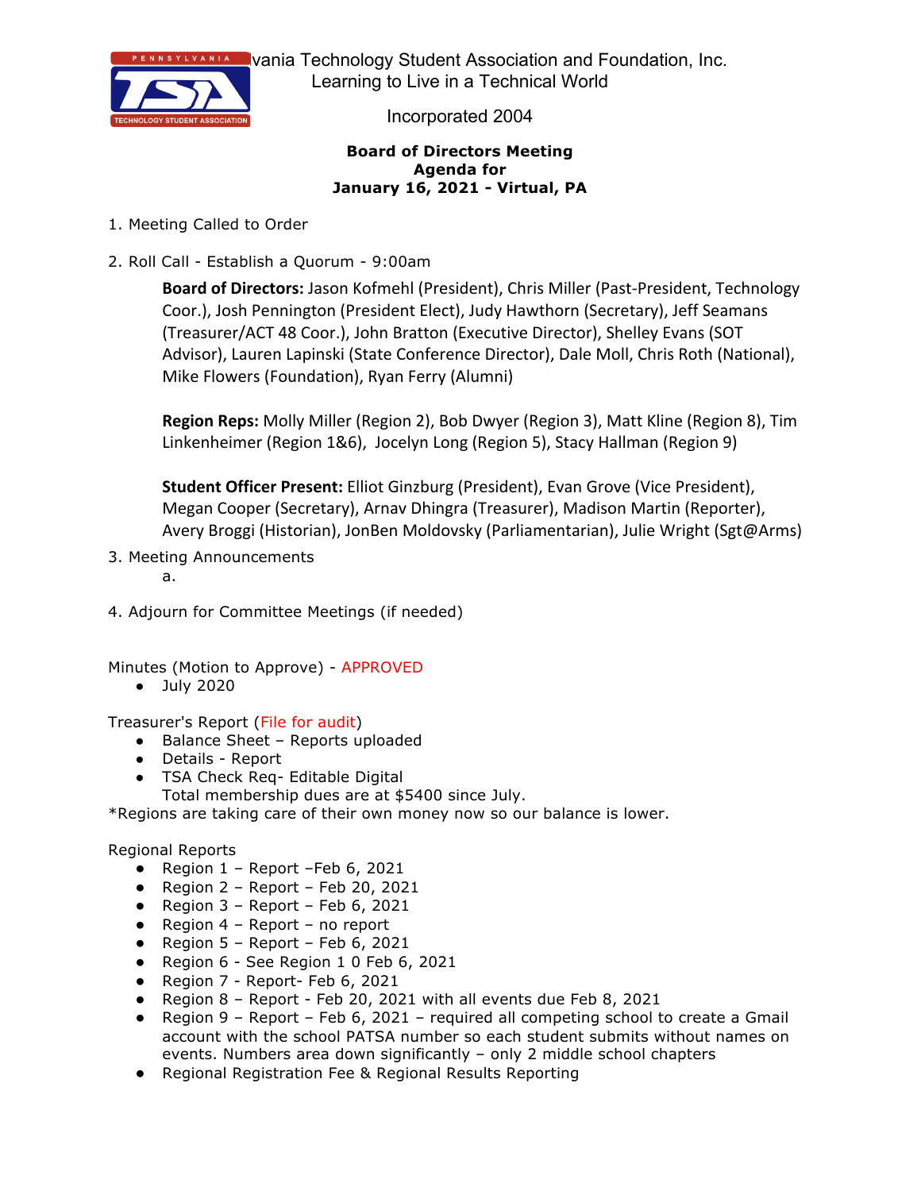vania Technology Student Association and Foundation, Inc.
Learning to Live in a Technical World

Incorporated 2004

**Board of Directors Meeting**
**Agenda for**
**January 16, 2021 - Virtual, PA**

1. Meeting Called to Order

2. Roll Call - Establish a Quorum - 9:00am

   **Board of Directors:** Jason Kofmehl (President), Chris Miller (Past-President, Technology Coor.), Josh Pennington (President Elect), Judy Hawthorn (Secretary), Jeff Seamans (Treasurer/ACT 48 Coor.), John Bratton (Executive Director), Shelley Evans (SOT Advisor), Lauren Lapinski (State Conference Director), Dale Moll, Chris Roth (National), Mike Flowers (Foundation), Ryan Ferry (Alumni)

   **Region Reps:** Molly Miller (Region 2), Bob Dwyer (Region 3), Matt Kline (Region 8), Tim Linkenheimer (Region 1&6), Jocelyn Long (Region 5), Stacy Hallman (Region 9)

   **Student Officer Present:** Elliot Ginzburg (President), Evan Grove (Vice President), Megan Cooper (Secretary), Arnav Dhingra (Treasurer), Madison Martin (Reporter), Avery Broggi (Historian), JonBen Moldovsky (Parliamentarian), Julie Wright (Sgt@Arms)

3. Meeting Announcements
   a.

4. Adjourn for Committee Meetings (if needed)

Minutes (Motion to Approve) - APPROVED
- July 2020

Treasurer's Report (File for audit)
- Balance Sheet – Reports uploaded
- Details - Report
- TSA Check Req- Editable Digital
  Total membership dues are at $5400 since July.

*Regions are taking care of their own money now so our balance is lower.

Regional Reports
- Region 1 – Report –Feb 6, 2021
- Region 2 – Report – Feb 20, 2021
- Region 3 – Report – Feb 6, 2021
- Region 4 – Report – no report
- Region 5 – Report – Feb 6, 2021
- Region 6 - See Region 1 0 Feb 6, 2021
- Region 7 - Report- Feb 6, 2021
- Region 8 – Report - Feb 20, 2021 with all events due Feb 8, 2021
- Region 9 – Report – Feb 6, 2021 – required all competing school to create a Gmail account with the school PATSA number so each student submits without names on events. Numbers area down significantly – only 2 middle school chapters
- Regional Registration Fee & Regional Results Reporting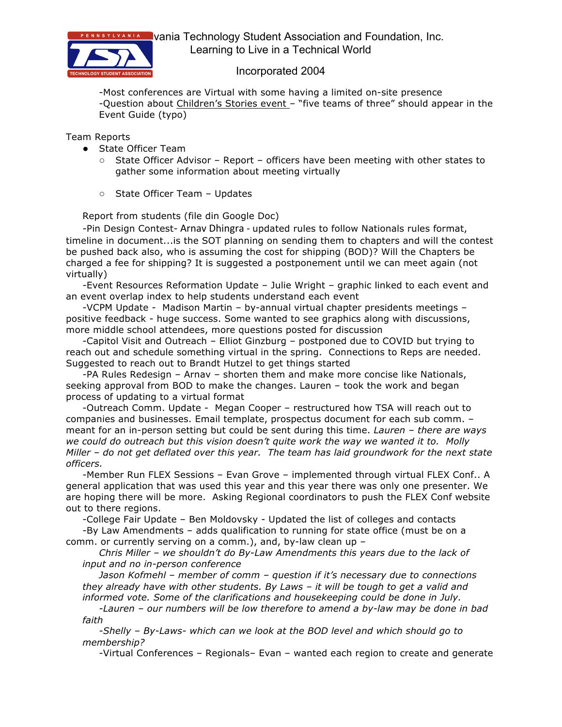-Most conferences are Virtual with some having a limited on-site presence
-Question about Children's Stories event – "five teams of three" should appear in the Event Guide (typo)

Team Reports

- State Officer Team
  - State Officer Advisor – Report – officers have been meeting with other states to gather some information about meeting virtually
  - State Officer Team – Updates

Report from students (file din Google Doc)

-Pin Design Contest- Arnav Dhingra - updated rules to follow Nationals rules format, timeline in document...is the SOT planning on sending them to chapters and will the contest be pushed back also, who is assuming the cost for shipping (BOD)? Will the Chapters be charged a fee for shipping? It is suggested a postponement until we can meet again (not virtually)

-Event Resources Reformation Update – Julie Wright – graphic linked to each event and an event overlap index to help students understand each event

-VCPM Update - Madison Martin – by-annual virtual chapter presidents meetings – positive feedback - huge success. Some wanted to see graphics along with discussions, more middle school attendees, more questions posted for discussion

-Capitol Visit and Outreach – Elliot Ginzburg – postponed due to COVID but trying to reach out and schedule something virtual in the spring. Connections to Reps are needed. Suggested to reach out to Brandt Hutzel to get things started

-PA Rules Redesign – Arnav – shorten them and make more concise like Nationals, seeking approval from BOD to make the changes. Lauren – took the work and began process of updating to a virtual format

-Outreach Comm. Update - Megan Cooper – restructured how TSA will reach out to companies and businesses. Email template, prospectus document for each sub comm. – meant for an in-person setting but could be sent during this time. *Lauren – there are ways we could do outreach but this vision doesn't quite work the way we wanted it to. Molly Miller – do not get deflated over this year. The team has laid groundwork for the next state officers.*

-Member Run FLEX Sessions – Evan Grove – implemented through virtual FLEX Conf.. A general application that was used this year and this year there was only one presenter. We are hoping there will be more. Asking Regional coordinators to push the FLEX Conf website out to there regions.

-College Fair Update – Ben Moldovsky - Updated the list of colleges and contacts

-By Law Amendments – adds qualification to running for state office (must be on a comm. or currently serving on a comm.), and, by-law clean up –

*Chris Miller – we shouldn't do By-Law Amendments this years due to the lack of input and no in-person conference*

*Jason Kofmehl – member of comm – question if it's necessary due to connections they already have with other students. By Laws – it will be tough to get a valid and informed vote. Some of the clarifications and housekeeping could be done in July.*

*-Lauren – our numbers will be low therefore to amend a by-law may be done in bad faith*

*-Shelly – By-Laws- which can we look at the BOD level and which should go to membership?*

-Virtual Conferences – Regionals– Evan – wanted each region to create and generate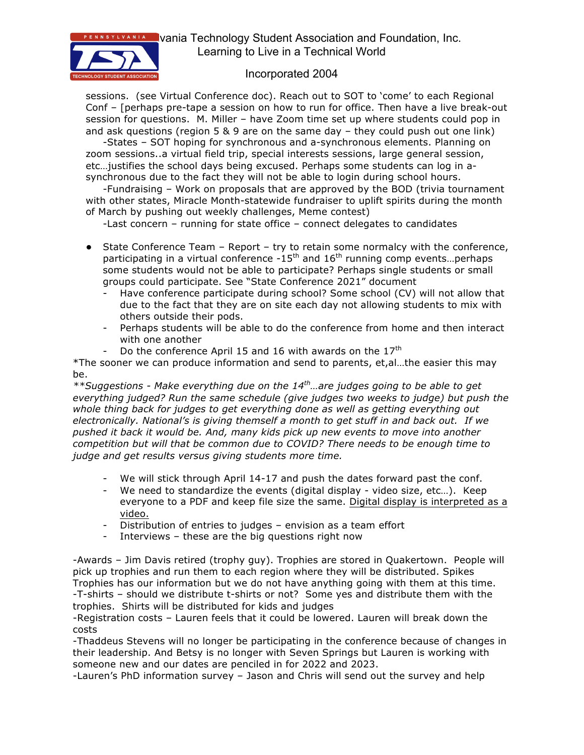sessions. (see Virtual Conference doc). Reach out to SOT to 'come' to each Regional Conf – [perhaps pre-tape a session on how to run for office. Then have a live break-out session for questions. M. Miller – have Zoom time set up where students could pop in and ask questions (region 5 & 9 are on the same day – they could push out one link)

-States – SOT hoping for synchronous and a-synchronous elements. Planning on zoom sessions..a virtual field trip, special interests sessions, large general session, etc…justifies the school days being excused. Perhaps some students can log in a-synchronous due to the fact they will not be able to login during school hours.

-Fundraising – Work on proposals that are approved by the BOD (trivia tournament with other states, Miracle Month-statewide fundraiser to uplift spirits during the month of March by pushing out weekly challenges, Meme contest)

-Last concern – running for state office – connect delegates to candidates

- State Conference Team – Report – try to retain some normalcy with the conference, participating in a virtual conference -15th and 16th running comp events…perhaps some students would not be able to participate? Perhaps single students or small groups could participate. See "State Conference 2021" document
  - Have conference participate during school? Some school (CV) will not allow that due to the fact that they are on site each day not allowing students to mix with others outside their pods.
  - Perhaps students will be able to do the conference from home and then interact with one another
  - Do the conference April 15 and 16 with awards on the 17th

*The sooner we can produce information and send to parents, et,al…the easier this may be.

*\*\*Suggestions - Make everything due on the 14th…are judges going to be able to get everything judged? Run the same schedule (give judges two weeks to judge) but push the whole thing back for judges to get everything done as well as getting everything out electronically. National's is giving themself a month to get stuff in and back out. If we pushed it back it would be. And, many kids pick up new events to move into another competition but will that be common due to COVID? There needs to be enough time to judge and get results versus giving students more time.*

  - We will stick through April 14-17 and push the dates forward past the conf.
  - We need to standardize the events (digital display - video size, etc…). Keep everyone to a PDF and keep file size the same. <u>Digital display is interpreted as a video.</u>
  - Distribution of entries to judges – envision as a team effort
  - Interviews – these are the big questions right now

-Awards – Jim Davis retired (trophy guy). Trophies are stored in Quakertown. People will pick up trophies and run them to each region where they will be distributed. Spikes Trophies has our information but we do not have anything going with them at this time.
-T-shirts – should we distribute t-shirts or not? Some yes and distribute them with the trophies. Shirts will be distributed for kids and judges
-Registration costs – Lauren feels that it could be lowered. Lauren will break down the costs
-Thaddeus Stevens will no longer be participating in the conference because of changes in their leadership. And Betsy is no longer with Seven Springs but Lauren is working with someone new and our dates are penciled in for 2022 and 2023.
-Lauren's PhD information survey – Jason and Chris will send out the survey and help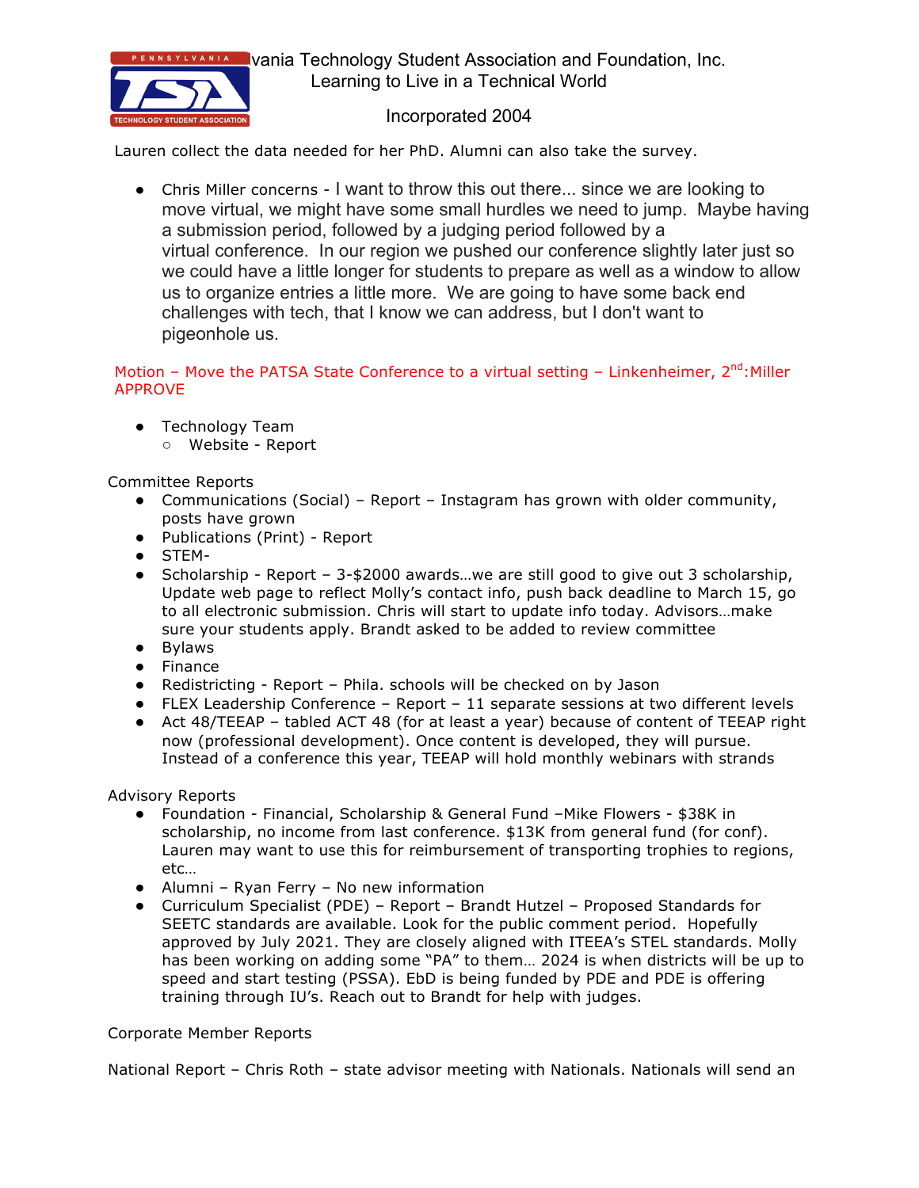Lauren collect the data needed for her PhD. Alumni can also take the survey.

- Chris Miller concerns - I want to throw this out there... since we are looking to move virtual, we might have some small hurdles we need to jump. Maybe having a submission period, followed by a judging period followed by a virtual conference. In our region we pushed our conference slightly later just so we could have a little longer for students to prepare as well as a window to allow us to organize entries a little more. We are going to have some back end challenges with tech, that I know we can address, but I don't want to pigeonhole us.

Motion – Move the PATSA State Conference to a virtual setting – Linkenheimer, 2nd:Miller APPROVE

- Technology Team
  - Website - Report

Committee Reports

- Communications (Social) – Report – Instagram has grown with older community, posts have grown
- Publications (Print) - Report
- STEM-
- Scholarship - Report – 3-$2000 awards…we are still good to give out 3 scholarship, Update web page to reflect Molly's contact info, push back deadline to March 15, go to all electronic submission. Chris will start to update info today. Advisors…make sure your students apply. Brandt asked to be added to review committee
- Bylaws
- Finance
- Redistricting - Report – Phila. schools will be checked on by Jason
- FLEX Leadership Conference – Report – 11 separate sessions at two different levels
- Act 48/TEEAP – tabled ACT 48 (for at least a year) because of content of TEEAP right now (professional development). Once content is developed, they will pursue. Instead of a conference this year, TEEAP will hold monthly webinars with strands

Advisory Reports

- Foundation - Financial, Scholarship & General Fund –Mike Flowers - $38K in scholarship, no income from last conference. $13K from general fund (for conf). Lauren may want to use this for reimbursement of transporting trophies to regions, etc…
- Alumni – Ryan Ferry – No new information
- Curriculum Specialist (PDE) – Report – Brandt Hutzel – Proposed Standards for SEETC standards are available. Look for the public comment period. Hopefully approved by July 2021. They are closely aligned with ITEEA's STEL standards. Molly has been working on adding some "PA" to them… 2024 is when districts will be up to speed and start testing (PSSA). EbD is being funded by PDE and PDE is offering training through IU's. Reach out to Brandt for help with judges.

Corporate Member Reports

National Report – Chris Roth – state advisor meeting with Nationals. Nationals will send an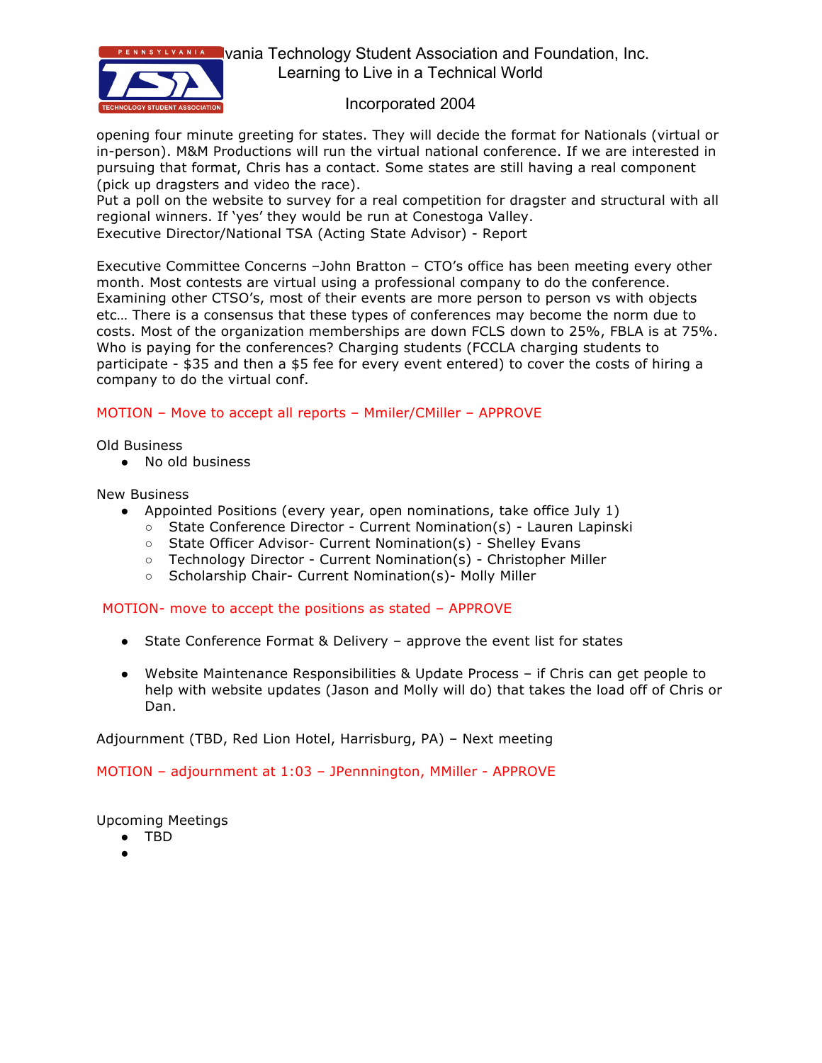opening four minute greeting for states. They will decide the format for Nationals (virtual or in-person). M&M Productions will run the virtual national conference. If we are interested in pursuing that format, Chris has a contact. Some states are still having a real component (pick up dragsters and video the race).
Put a poll on the website to survey for a real competition for dragster and structural with all regional winners. If 'yes' they would be run at Conestoga Valley.
Executive Director/National TSA (Acting State Advisor) - Report

Executive Committee Concerns –John Bratton – CTO's office has been meeting every other month. Most contests are virtual using a professional company to do the conference. Examining other CTSO's, most of their events are more person to person vs with objects etc… There is a consensus that these types of conferences may become the norm due to costs. Most of the organization memberships are down FCLS down to 25%, FBLA is at 75%. Who is paying for the conferences? Charging students (FCCLA charging students to participate - $35 and then a $5 fee for every event entered) to cover the costs of hiring a company to do the virtual conf.

MOTION – Move to accept all reports – Mmiler/CMiller – APPROVE

Old Business

- No old business

New Business

- Appointed Positions (every year, open nominations, take office July 1)
  - State Conference Director - Current Nomination(s) - Lauren Lapinski
  - State Officer Advisor- Current Nomination(s) - Shelley Evans
  - Technology Director - Current Nomination(s) - Christopher Miller
  - Scholarship Chair- Current Nomination(s)- Molly Miller

MOTION- move to accept the positions as stated – APPROVE

- State Conference Format & Delivery – approve the event list for states

- Website Maintenance Responsibilities & Update Process – if Chris can get people to help with website updates (Jason and Molly will do) that takes the load off of Chris or Dan.

Adjournment (TBD, Red Lion Hotel, Harrisburg, PA) – Next meeting

MOTION – adjournment at 1:03 – JPennnington, MMiller - APPROVE

Upcoming Meetings

- TBD
-